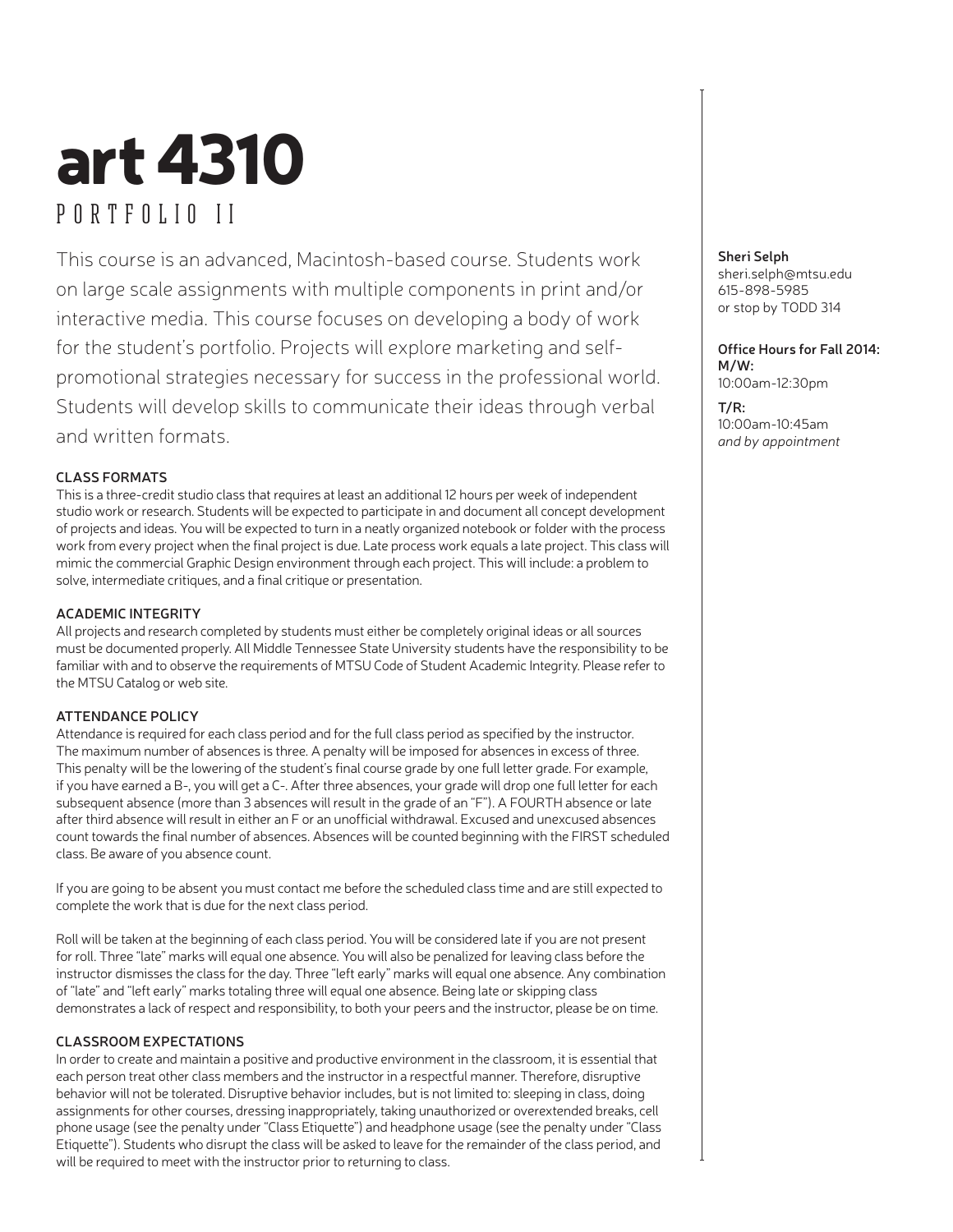# art 4310

## PORTFOLIO II

This course is an advanced, Macintosh-based course. Students work on large scale assignments with multiple components in print and/or interactive media. This course focuses on developing a body of work for the student's portfolio. Projects will explore marketing and self-promotional strategies necessary for success in the professional world. Students will develop skills to communicate their ideas through verbal and written formats.

**Sheri Selph**
sheri.selph@mtsu.edu
615-898-5985
or stop by TODD 314

**Office Hours for Fall 2014:**
**M/W:**
10:00am-12:30pm

**T/R:**
10:00am-10:45am
*and by appointment*

### CLASS FORMATS

This is a three-credit studio class that requires at least an additional 12 hours per week of independent studio work or research. Students will be expected to participate in and document all concept development of projects and ideas. You will be expected to turn in a neatly organized notebook or folder with the process work from every project when the final project is due. Late process work equals a late project. This class will mimic the commercial Graphic Design environment through each project. This will include: a problem to solve, intermediate critiques, and a final critique or presentation.

### ACADEMIC INTEGRITY

All projects and research completed by students must either be completely original ideas or all sources must be documented properly. All Middle Tennessee State University students have the responsibility to be familiar with and to observe the requirements of MTSU Code of Student Academic Integrity. Please refer to the MTSU Catalog or web site.

### ATTENDANCE POLICY

Attendance is required for each class period and for the full class period as specified by the instructor. The maximum number of absences is three. A penalty will be imposed for absences in excess of three. This penalty will be the lowering of the student's final course grade by one full letter grade. For example, if you have earned a B-, you will get a C-. After three absences, your grade will drop one full letter for each subsequent absence (more than 3 absences will result in the grade of an "F"). A FOURTH absence or late after third absence will result in either an F or an unofficial withdrawal. Excused and unexcused absences count towards the final number of absences. Absences will be counted beginning with the FIRST scheduled class. Be aware of you absence count.

If you are going to be absent you must contact me before the scheduled class time and are still expected to complete the work that is due for the next class period.

Roll will be taken at the beginning of each class period. You will be considered late if you are not present for roll. Three "late" marks will equal one absence. You will also be penalized for leaving class before the instructor dismisses the class for the day. Three "left early" marks will equal one absence. Any combination of "late" and "left early" marks totaling three will equal one absence. Being late or skipping class demonstrates a lack of respect and responsibility, to both your peers and the instructor, please be on time.

### CLASSROOM EXPECTATIONS

In order to create and maintain a positive and productive environment in the classroom, it is essential that each person treat other class members and the instructor in a respectful manner. Therefore, disruptive behavior will not be tolerated. Disruptive behavior includes, but is not limited to: sleeping in class, doing assignments for other courses, dressing inappropriately, taking unauthorized or overextended breaks, cell phone usage (see the penalty under "Class Etiquette") and headphone usage (see the penalty under "Class Etiquette"). Students who disrupt the class will be asked to leave for the remainder of the class period, and will be required to meet with the instructor prior to returning to class.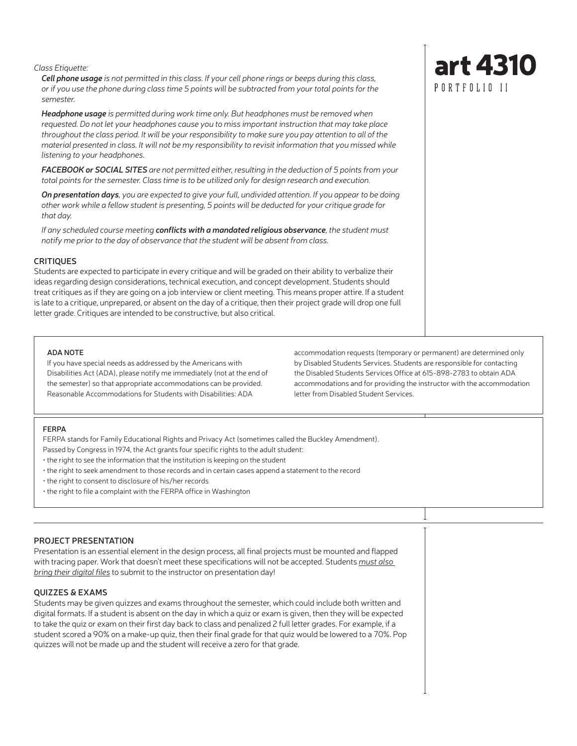*Class Etiquette:*

***Cell phone usage*** *is not permitted in this class. If your cell phone rings or beeps during this class, or if you use the phone during class time 5 points will be subtracted from your total points for the semester.*

***Headphone usage*** *is permitted during work time only. But headphones must be removed when requested. Do not let your headphones cause you to miss important instruction that may take place throughout the class period. It will be your responsibility to make sure you pay attention to all of the material presented in class. It will not be my responsibility to revisit information that you missed while listening to your headphones.*

***FACEBOOK or SOCIAL SITES*** *are not permitted either, resulting in the deduction of 5 points from your total points for the semester. Class time is to be utilized only for design research and execution.*

***On presentation days****, you are expected to give your full, undivided attention. If you appear to be doing other work while a fellow student is presenting, 5 points will be deducted for your critique grade for that day.*

*If any scheduled course meeting* ***conflicts with a mandated religious observance****, the student must notify me prior to the day of observance that the student will be absent from class.*

### CRITIQUES

Students are expected to participate in every critique and will be graded on their ability to verbalize their ideas regarding design considerations, technical execution, and concept development. Students should treat critiques as if they are going on a job interview or client meeting. This means proper attire. If a student is late to a critique, unprepared, or absent on the day of a critique, then their project grade will drop one full letter grade. Critiques are intended to be constructive, but also critical.

#### ADA NOTE

If you have special needs as addressed by the Americans with Disabilities Act (ADA), please notify me immediately (not at the end of the semester) so that appropriate accommodations can be provided. Reasonable Accommodations for Students with Disabilities: ADA accommodation requests (temporary or permanent) are determined only by Disabled Students Services. Students are responsible for contacting the Disabled Students Services Office at 615-898-2783 to obtain ADA accommodations and for providing the instructor with the accommodation letter from Disabled Student Services.

#### FERPA

FERPA stands for Family Educational Rights and Privacy Act (sometimes called the Buckley Amendment).
Passed by Congress in 1974, the Act grants four specific rights to the adult student:

- the right to see the information that the institution is keeping on the student
- the right to seek amendment to those records and in certain cases append a statement to the record
- the right to consent to disclosure of his/her records
- the right to file a complaint with the FERPA office in Washington

### PROJECT PRESENTATION

Presentation is an essential element in the design process, all final projects must be mounted and flapped with tracing paper. Work that doesn't meet these specifications will not be accepted. Students *must also bring their digital files* to submit to the instructor on presentation day!

### QUIZZES & EXAMS

Students may be given quizzes and exams throughout the semester, which could include both written and digital formats. If a student is absent on the day in which a quiz or exam is given, then they will be expected to take the quiz or exam on their first day back to class and penalized 2 full letter grades. For example, if a student scored a 90% on a make-up quiz, then their final grade for that quiz would be lowered to a 70%. Pop quizzes will not be made up and the student will receive a zero for that grade.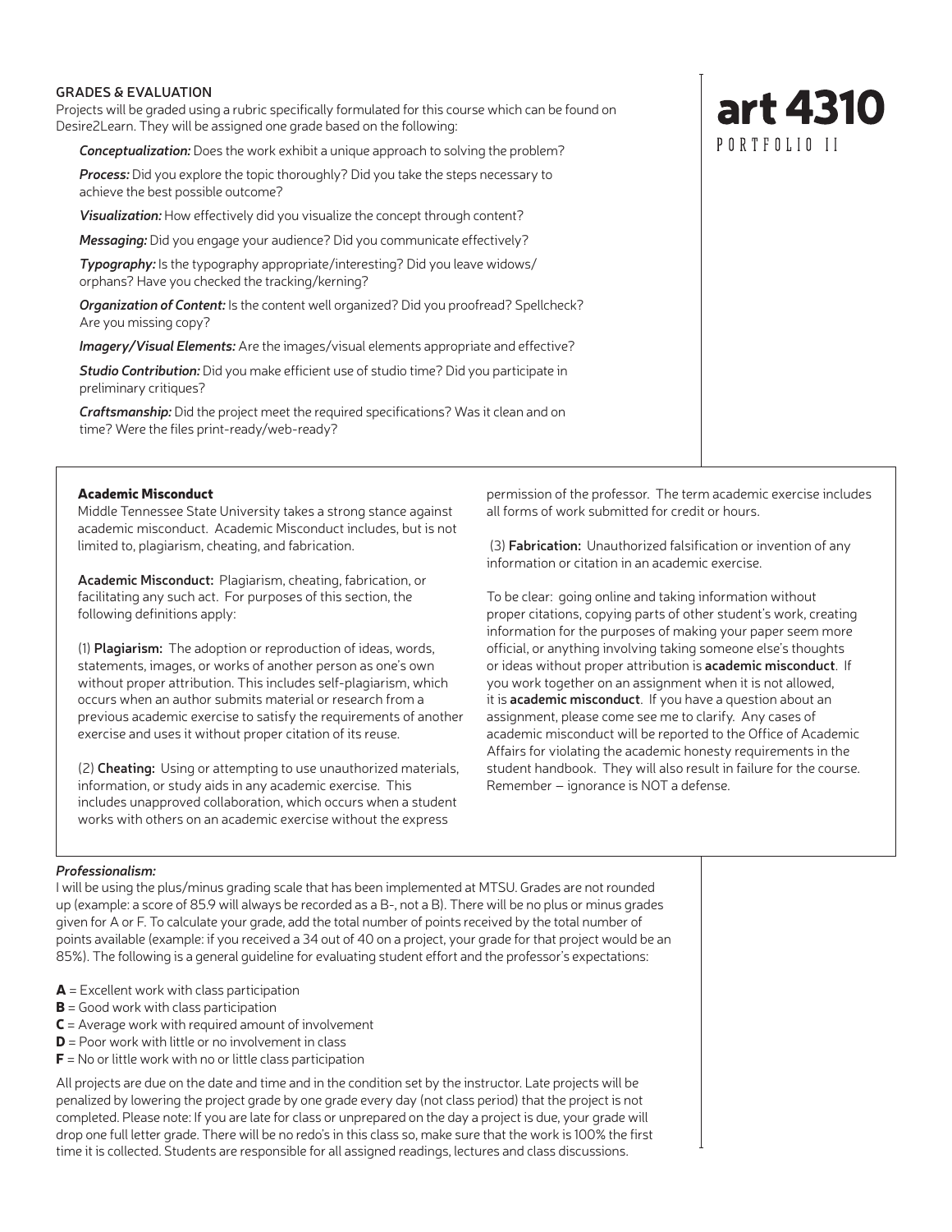# art 4310

PORTFOLIO II

## GRADES & EVALUATION

Projects will be graded using a rubric specifically formulated for this course which can be found on Desire2Learn. They will be assigned one grade based on the following:

***Conceptualization:*** Does the work exhibit a unique approach to solving the problem?

***Process:*** Did you explore the topic thoroughly? Did you take the steps necessary to achieve the best possible outcome?

***Visualization:*** How effectively did you visualize the concept through content?

***Messaging:*** Did you engage your audience? Did you communicate effectively?

***Typography:*** Is the typography appropriate/interesting? Did you leave widows/orphans? Have you checked the tracking/kerning?

***Organization of Content:*** Is the content well organized? Did you proofread? Spellcheck? Are you missing copy?

***Imagery/Visual Elements:*** Are the images/visual elements appropriate and effective?

***Studio Contribution:*** Did you make efficient use of studio time? Did you participate in preliminary critiques?

***Craftsmanship:*** Did the project meet the required specifications? Was it clean and on time? Were the files print-ready/web-ready?

### Academic Misconduct

Middle Tennessee State University takes a strong stance against academic misconduct. Academic Misconduct includes, but is not limited to, plagiarism, cheating, and fabrication.

**Academic Misconduct:** Plagiarism, cheating, fabrication, or facilitating any such act. For purposes of this section, the following definitions apply:

(1) **Plagiarism:** The adoption or reproduction of ideas, words, statements, images, or works of another person as one's own without proper attribution. This includes self-plagiarism, which occurs when an author submits material or research from a previous academic exercise to satisfy the requirements of another exercise and uses it without proper citation of its reuse.

(2) **Cheating:** Using or attempting to use unauthorized materials, information, or study aids in any academic exercise. This includes unapproved collaboration, which occurs when a student works with others on an academic exercise without the express permission of the professor. The term academic exercise includes all forms of work submitted for credit or hours.

(3) **Fabrication:** Unauthorized falsification or invention of any information or citation in an academic exercise.

To be clear: going online and taking information without proper citations, copying parts of other student's work, creating information for the purposes of making your paper seem more official, or anything involving taking someone else's thoughts or ideas without proper attribution is **academic misconduct**. If you work together on an assignment when it is not allowed, it is **academic misconduct**. If you have a question about an assignment, please come see me to clarify. Any cases of academic misconduct will be reported to the Office of Academic Affairs for violating the academic honesty requirements in the student handbook. They will also result in failure for the course. Remember – ignorance is NOT a defense.

### *Professionalism:*

I will be using the plus/minus grading scale that has been implemented at MTSU. Grades are not rounded up (example: a score of 85.9 will always be recorded as a B-, not a B). There will be no plus or minus grades given for A or F. To calculate your grade, add the total number of points received by the total number of points available (example: if you received a 34 out of 40 on a project, your grade for that project would be an 85%). The following is a general guideline for evaluating student effort and the professor's expectations:

- **A** = Excellent work with class participation
- **B** = Good work with class participation
- **C** = Average work with required amount of involvement
- **D** = Poor work with little or no involvement in class
- **F** = No or little work with no or little class participation

All projects are due on the date and time and in the condition set by the instructor. Late projects will be penalized by lowering the project grade by one grade every day (not class period) that the project is not completed. Please note: If you are late for class or unprepared on the day a project is due, your grade will drop one full letter grade. There will be no redo's in this class so, make sure that the work is 100% the first time it is collected. Students are responsible for all assigned readings, lectures and class discussions.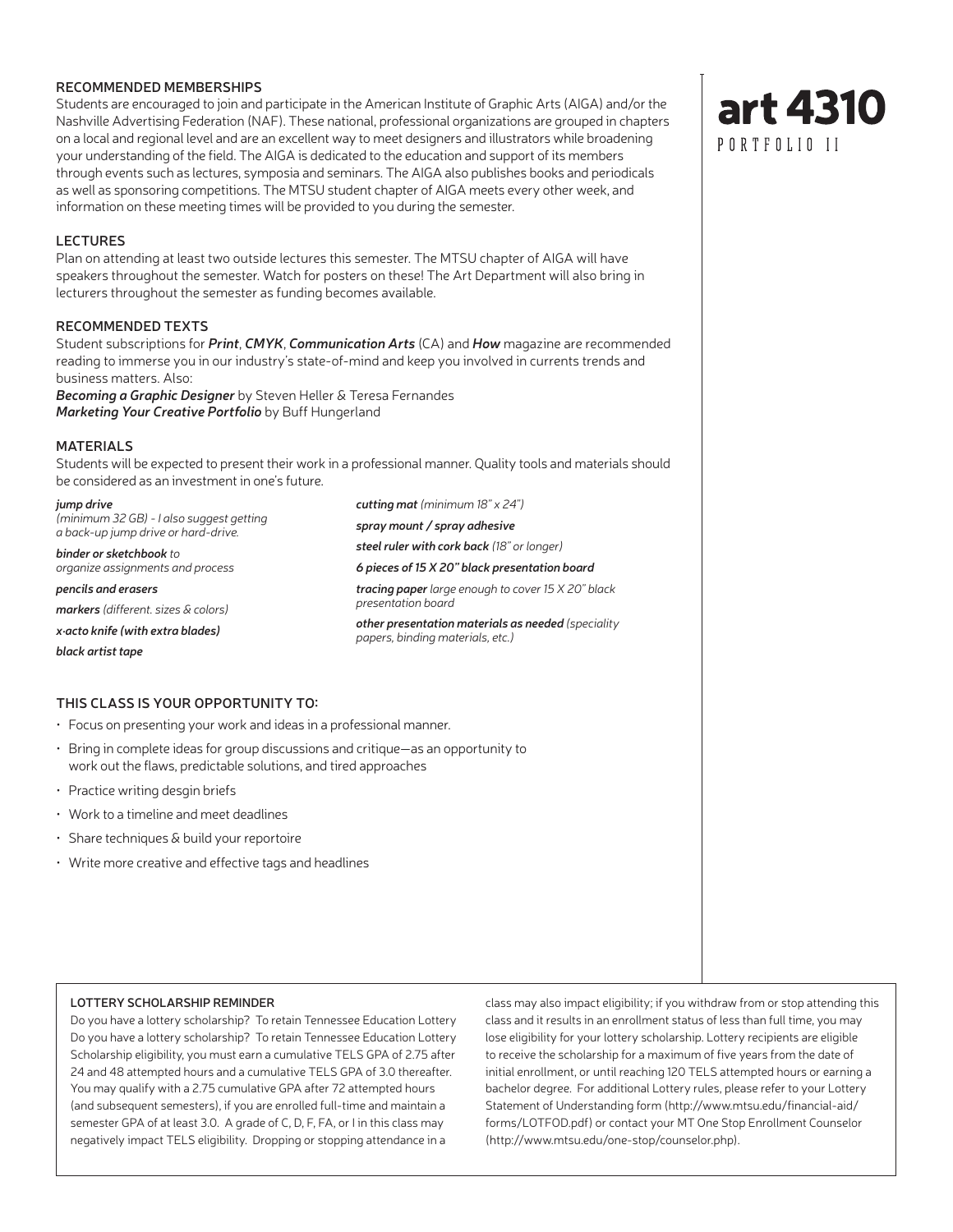# art 4310

PORTFOLIO II

## RECOMMENDED MEMBERSHIPS

Students are encouraged to join and participate in the American Institute of Graphic Arts (AIGA) and/or the Nashville Advertising Federation (NAF). These national, professional organizations are grouped in chapters on a local and regional level and are an excellent way to meet designers and illustrators while broadening your understanding of the field. The AIGA is dedicated to the education and support of its members through events such as lectures, symposia and seminars. The AIGA also publishes books and periodicals as well as sponsoring competitions. The MTSU student chapter of AIGA meets every other week, and information on these meeting times will be provided to you during the semester.

## LECTURES

Plan on attending at least two outside lectures this semester. The MTSU chapter of AIGA will have speakers throughout the semester. Watch for posters on these! The Art Department will also bring in lecturers throughout the semester as funding becomes available.

## RECOMMENDED TEXTS

Student subscriptions for ***Print***, ***CMYK***, ***Communication Arts*** (CA) and ***How*** magazine are recommended reading to immerse you in our industry's state-of-mind and keep you involved in currents trends and business matters. Also:

***Becoming a Graphic Designer*** by Steven Heller & Teresa Fernandes
***Marketing Your Creative Portfolio*** by Buff Hungerland

## MATERIALS

Students will be expected to present their work in a professional manner. Quality tools and materials should be considered as an investment in one's future.

***jump drive*** *(minimum 32 GB) - I also suggest getting a back-up jump drive or hard-drive.*

***binder or sketchbook*** *to organize assignments and process*

***pencils and erasers***

***markers*** *(different. sizes & colors)*

***x-acto knife (with extra blades)***

***black artist tape***

***cutting mat*** *(minimum 18" x 24")*

***spray mount / spray adhesive***

***steel ruler with cork back*** *(18" or longer)*

***6 pieces of 15 X 20" black presentation board***

***tracing paper*** *large enough to cover 15 X 20" black presentation board*

***other presentation materials as needed*** *(speciality papers, binding materials, etc.)*

## THIS CLASS IS YOUR OPPORTUNITY TO:

- Focus on presenting your work and ideas in a professional manner.
- Bring in complete ideas for group discussions and critique—as an opportunity to work out the flaws, predictable solutions, and tired approaches
- Practice writing desgin briefs
- Work to a timeline and meet deadlines
- Share techniques & build your reportoire
- Write more creative and effective tags and headlines

### LOTTERY SCHOLARSHIP REMINDER

Do you have a lottery scholarship? To retain Tennessee Education Lottery Do you have a lottery scholarship? To retain Tennessee Education Lottery Scholarship eligibility, you must earn a cumulative TELS GPA of 2.75 after 24 and 48 attempted hours and a cumulative TELS GPA of 3.0 thereafter. You may qualify with a 2.75 cumulative GPA after 72 attempted hours (and subsequent semesters), if you are enrolled full-time and maintain a semester GPA of at least 3.0. A grade of C, D, F, FA, or I in this class may negatively impact TELS eligibility. Dropping or stopping attendance in a class may also impact eligibility; if you withdraw from or stop attending this class and it results in an enrollment status of less than full time, you may lose eligibility for your lottery scholarship. Lottery recipients are eligible to receive the scholarship for a maximum of five years from the date of initial enrollment, or until reaching 120 TELS attempted hours or earning a bachelor degree. For additional Lottery rules, please refer to your Lottery Statement of Understanding form (http://www.mtsu.edu/financial-aid/forms/LOTFOD.pdf) or contact your MT One Stop Enrollment Counselor (http://www.mtsu.edu/one-stop/counselor.php).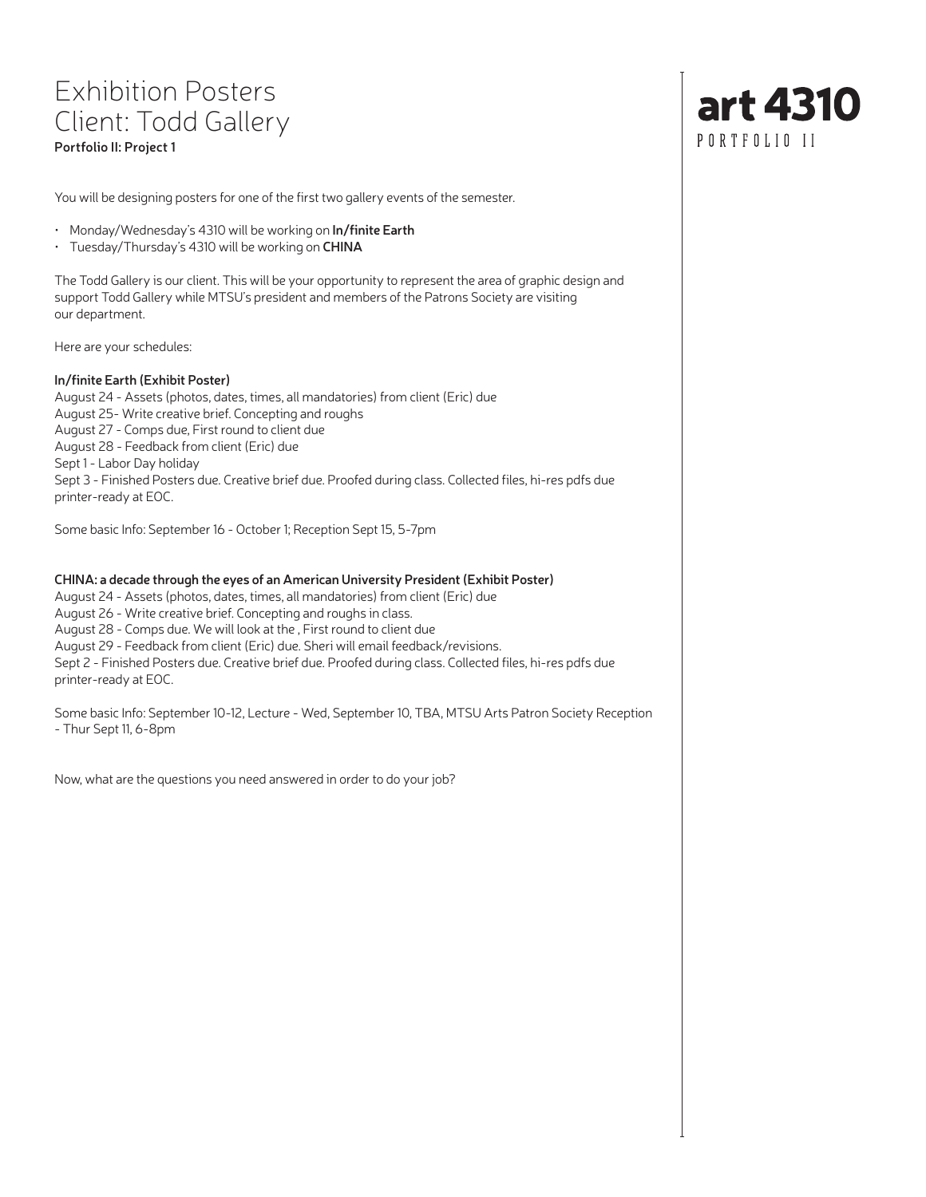# Exhibition Posters
# Client: Todd Gallery

**Portfolio II: Project 1**

art 4310
PORTFOLIO II

You will be designing posters for one of the first two gallery events of the semester.

- Monday/Wednesday's 4310 will be working on **In/finite Earth**
- Tuesday/Thursday's 4310 will be working on **CHINA**

The Todd Gallery is our client. This will be your opportunity to represent the area of graphic design and support Todd Gallery while MTSU's president and members of the Patrons Society are visiting our department.

Here are your schedules:

**In/finite Earth (Exhibit Poster)**
August 24 - Assets (photos, dates, times, all mandatories) from client (Eric) due
August 25- Write creative brief. Concepting and roughs
August 27 - Comps due, First round to client due
August 28 - Feedback from client (Eric) due
Sept 1 - Labor Day holiday
Sept 3 - Finished Posters due. Creative brief due. Proofed during class. Collected files, hi-res pdfs due printer-ready at EOC.

Some basic Info: September 16 - October 1; Reception Sept 15, 5-7pm

**CHINA: a decade through the eyes of an American University President (Exhibit Poster)**
August 24 - Assets (photos, dates, times, all mandatories) from client (Eric) due
August 26 - Write creative brief. Concepting and roughs in class.
August 28 - Comps due. We will look at the , First round to client due
August 29 - Feedback from client (Eric) due. Sheri will email feedback/revisions.
Sept 2 - Finished Posters due. Creative brief due. Proofed during class. Collected files, hi-res pdfs due printer-ready at EOC.

Some basic Info: September 10-12, Lecture - Wed, September 10, TBA, MTSU Arts Patron Society Reception - Thur Sept 11, 6-8pm

Now, what are the questions you need answered in order to do your job?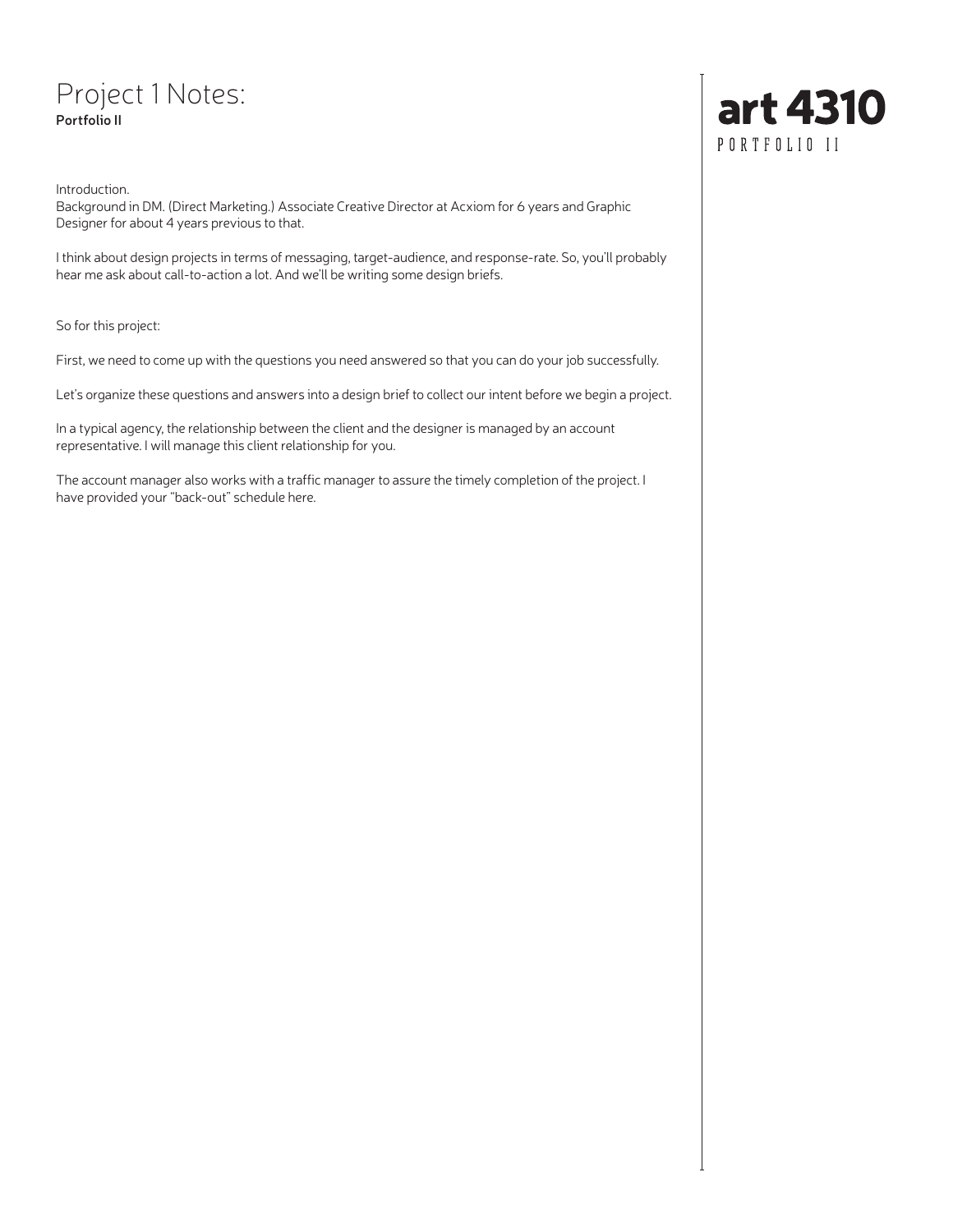# Project 1 Notes:
**Portfolio II**

Introduction.
Background in DM. (Direct Marketing.) Associate Creative Director at Acxiom for 6 years and Graphic Designer for about 4 years previous to that.

I think about design projects in terms of messaging, target-audience, and response-rate. So, you'll probably hear me ask about call-to-action a lot. And we'll be writing some design briefs.

So for this project:

First, we need to come up with the questions you need answered so that you can do your job successfully.

Let's organize these questions and answers into a design brief to collect our intent before we begin a project.

In a typical agency, the relationship between the client and the designer is managed by an account representative. I will manage this client relationship for you.

The account manager also works with a traffic manager to assure the timely completion of the project. I have provided your "back-out" schedule here.